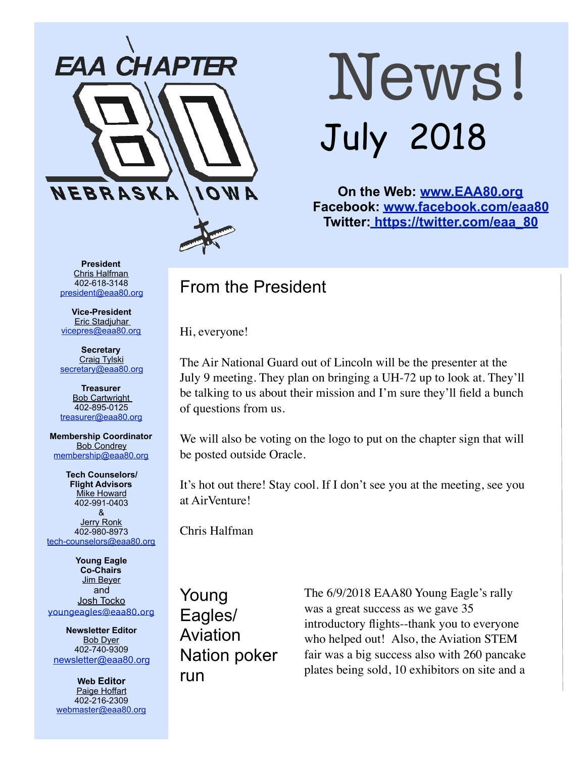EAA CHAPTER 80

NEBRASKA IOWA

# News!

## July 2018

**On the Web: www.EAA80.org**
**Facebook: www.facebook.com/eaa80**
**Twitter: https://twitter.com/eaa_80**

**President**
Chris Halfman
402-618-3148
president@eaa80.org

**Vice-President**
Eric Stadjuhar
vicepres@eaa80.org

**Secretary**
Craig Tylski
secretary@eaa80.org

**Treasurer**
Bob Cartwright
402-895-0125
treasurer@eaa80.org

**Membership Coordinator**
Bob Condrey
membership@eaa80.org

**Tech Counselors/ Flight Advisors**
Mike Howard
402-991-0403
&
Jerry Ronk
402-980-8973
tech-counselors@eaa80.org

**Young Eagle Co-Chairs**
Jim Beyer
and
Josh Tocko
youngeagles@eaa80.org

**Newsletter Editor**
Bob Dyer
402-740-9309
newsletter@eaa80.org

**Web Editor**
Paige Hoffart
402-216-2309
webmaster@eaa80.org

## From the President

Hi, everyone!

The Air National Guard out of Lincoln will be the presenter at the July 9 meeting. They plan on bringing a UH-72 up to look at. They'll be talking to us about their mission and I'm sure they'll field a bunch of questions from us.

We will also be voting on the logo to put on the chapter sign that will be posted outside Oracle.

It's hot out there! Stay cool. If I don't see you at the meeting, see you at AirVenture!

Chris Halfman

## Young Eagles/ Aviation Nation poker run

The 6/9/2018 EAA80 Young Eagle's rally was a great success as we gave 35 introductory flights--thank you to everyone who helped out! Also, the Aviation STEM fair was a big success also with 260 pancake plates being sold, 10 exhibitors on site and a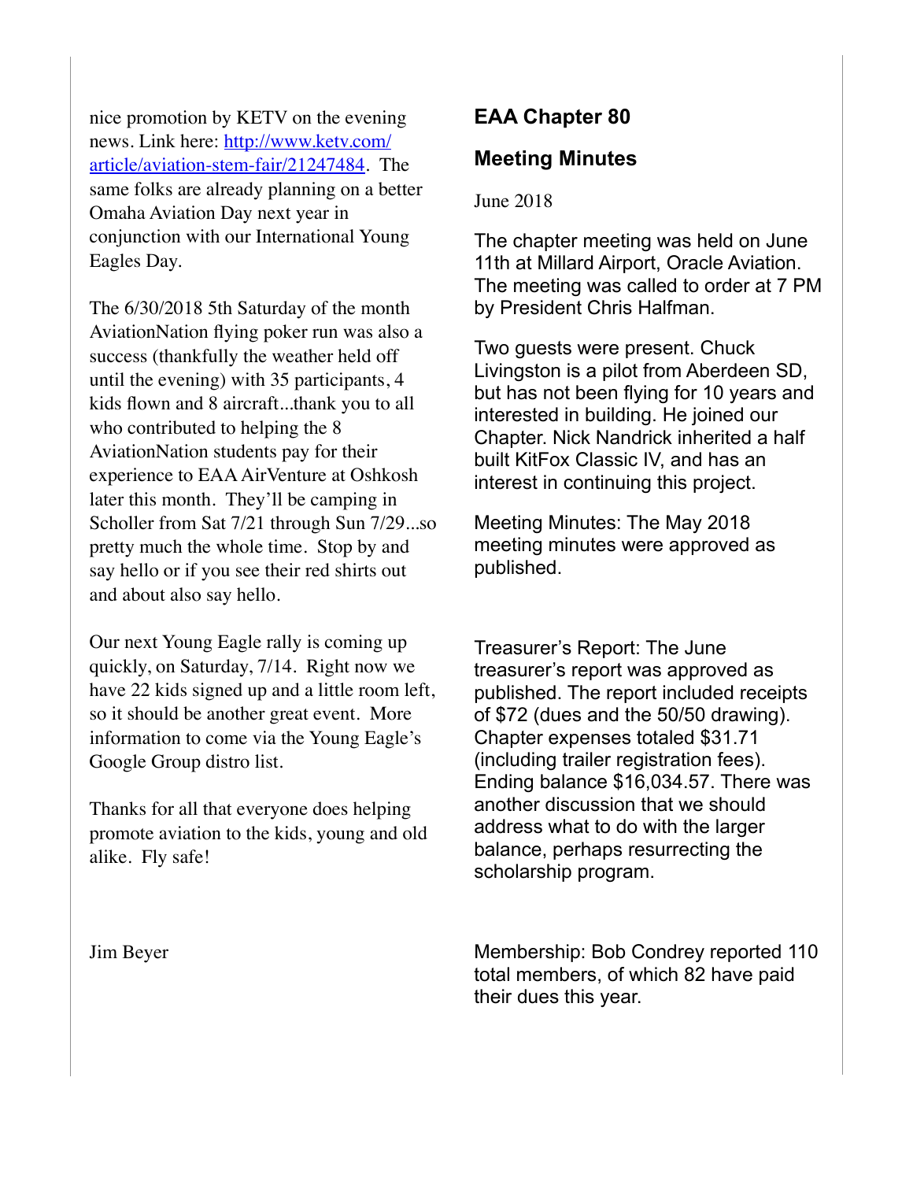nice promotion by KETV on the evening news. Link here: [http://www.ketv.com/article/aviation-stem-fair/21247484](http://www.ketv.com/article/aviation-stem-fair/21247484). The same folks are already planning on a better Omaha Aviation Day next year in conjunction with our International Young Eagles Day.

The 6/30/2018 5th Saturday of the month AviationNation flying poker run was also a success (thankfully the weather held off until the evening) with 35 participants, 4 kids flown and 8 aircraft...thank you to all who contributed to helping the 8 AviationNation students pay for their experience to EAA AirVenture at Oshkosh later this month. They'll be camping in Scholler from Sat 7/21 through Sun 7/29...so pretty much the whole time. Stop by and say hello or if you see their red shirts out and about also say hello.

Our next Young Eagle rally is coming up quickly, on Saturday, 7/14. Right now we have 22 kids signed up and a little room left, so it should be another great event. More information to come via the Young Eagle's Google Group distro list.

Thanks for all that everyone does helping promote aviation to the kids, young and old alike. Fly safe!

Jim Beyer

## EAA Chapter 80

## Meeting Minutes

June 2018

The chapter meeting was held on June 11th at Millard Airport, Oracle Aviation. The meeting was called to order at 7 PM by President Chris Halfman.

Two guests were present. Chuck Livingston is a pilot from Aberdeen SD, but has not been flying for 10 years and interested in building. He joined our Chapter. Nick Nandrick inherited a half built KitFox Classic IV, and has an interest in continuing this project.

Meeting Minutes: The May 2018 meeting minutes were approved as published.

Treasurer's Report: The June treasurer's report was approved as published. The report included receipts of $72 (dues and the 50/50 drawing). Chapter expenses totaled $31.71 (including trailer registration fees). Ending balance $16,034.57. There was another discussion that we should address what to do with the larger balance, perhaps resurrecting the scholarship program.

Membership: Bob Condrey reported 110 total members, of which 82 have paid their dues this year.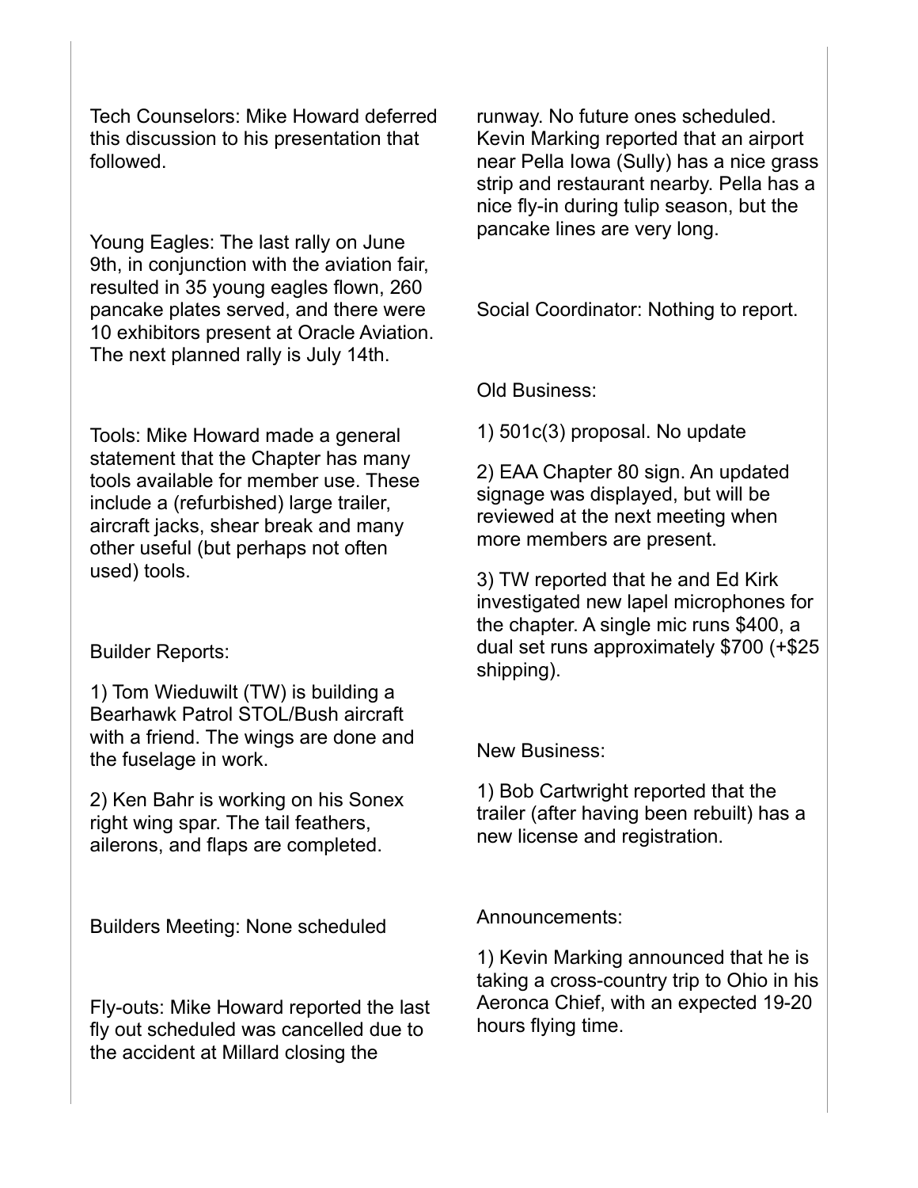Tech Counselors: Mike Howard deferred this discussion to his presentation that followed.

Young Eagles: The last rally on June 9th, in conjunction with the aviation fair, resulted in 35 young eagles flown, 260 pancake plates served, and there were 10 exhibitors present at Oracle Aviation. The next planned rally is July 14th.

Tools: Mike Howard made a general statement that the Chapter has many tools available for member use. These include a (refurbished) large trailer, aircraft jacks, shear break and many other useful (but perhaps not often used) tools.

Builder Reports:

1) Tom Wieduwilt (TW) is building a Bearhawk Patrol STOL/Bush aircraft with a friend. The wings are done and the fuselage in work.

2) Ken Bahr is working on his Sonex right wing spar. The tail feathers, ailerons, and flaps are completed.

Builders Meeting: None scheduled

Fly-outs: Mike Howard reported the last fly out scheduled was cancelled due to the accident at Millard closing the runway. No future ones scheduled. Kevin Marking reported that an airport near Pella Iowa (Sully) has a nice grass strip and restaurant nearby. Pella has a nice fly-in during tulip season, but the pancake lines are very long.

Social Coordinator: Nothing to report.

Old Business:

1) 501c(3) proposal. No update

2) EAA Chapter 80 sign. An updated signage was displayed, but will be reviewed at the next meeting when more members are present.

3) TW reported that he and Ed Kirk investigated new lapel microphones for the chapter. A single mic runs $400, a dual set runs approximately $700 (+$25 shipping).

New Business:

1) Bob Cartwright reported that the trailer (after having been rebuilt) has a new license and registration.

Announcements:

1) Kevin Marking announced that he is taking a cross-country trip to Ohio in his Aeronca Chief, with an expected 19-20 hours flying time.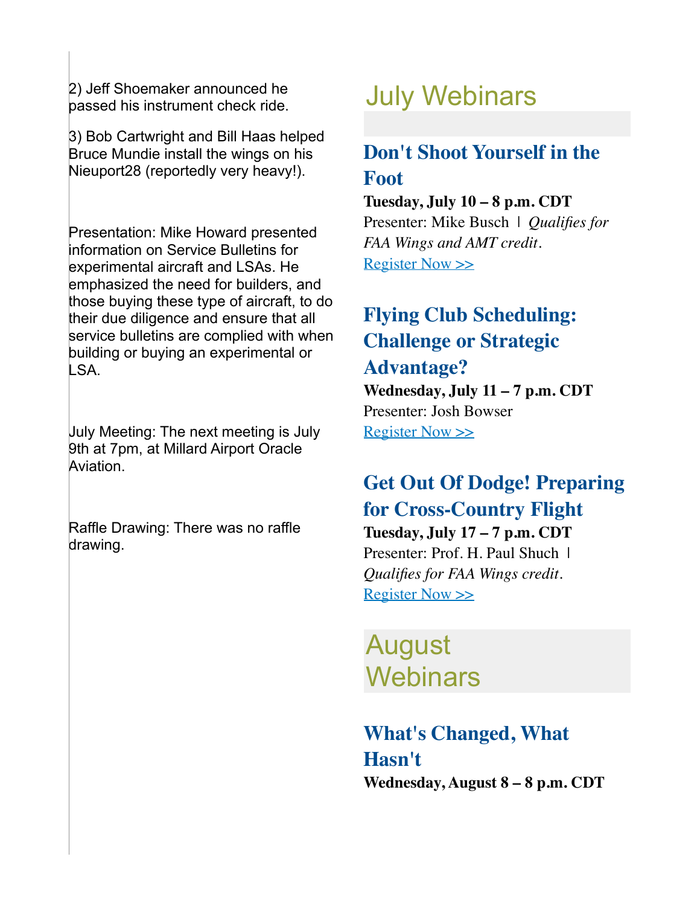2) Jeff Shoemaker announced he passed his instrument check ride.

3) Bob Cartwright and Bill Haas helped Bruce Mundie install the wings on his Nieuport28 (reportedly very heavy!).

Presentation: Mike Howard presented information on Service Bulletins for experimental aircraft and LSAs. He emphasized the need for builders, and those buying these type of aircraft, to do their due diligence and ensure that all service bulletins are complied with when building or buying an experimental or LSA.

July Meeting: The next meeting is July 9th at 7pm, at Millard Airport Oracle Aviation.

Raffle Drawing: There was no raffle drawing.

# July Webinars

### Don't Shoot Yourself in the Foot

**Tuesday, July 10 – 8 p.m. CDT**
Presenter: Mike Busch | *Qualifies for FAA Wings and AMT credit.*
Register Now >>

### Flying Club Scheduling: Challenge or Strategic Advantage?

**Wednesday, July 11 – 7 p.m. CDT**
Presenter: Josh Bowser
Register Now >>

### Get Out Of Dodge! Preparing for Cross-Country Flight

**Tuesday, July 17 – 7 p.m. CDT**
Presenter: Prof. H. Paul Shuch | *Qualifies for FAA Wings credit.*
Register Now >>

# August Webinars

### What's Changed, What Hasn't

**Wednesday, August 8 – 8 p.m. CDT**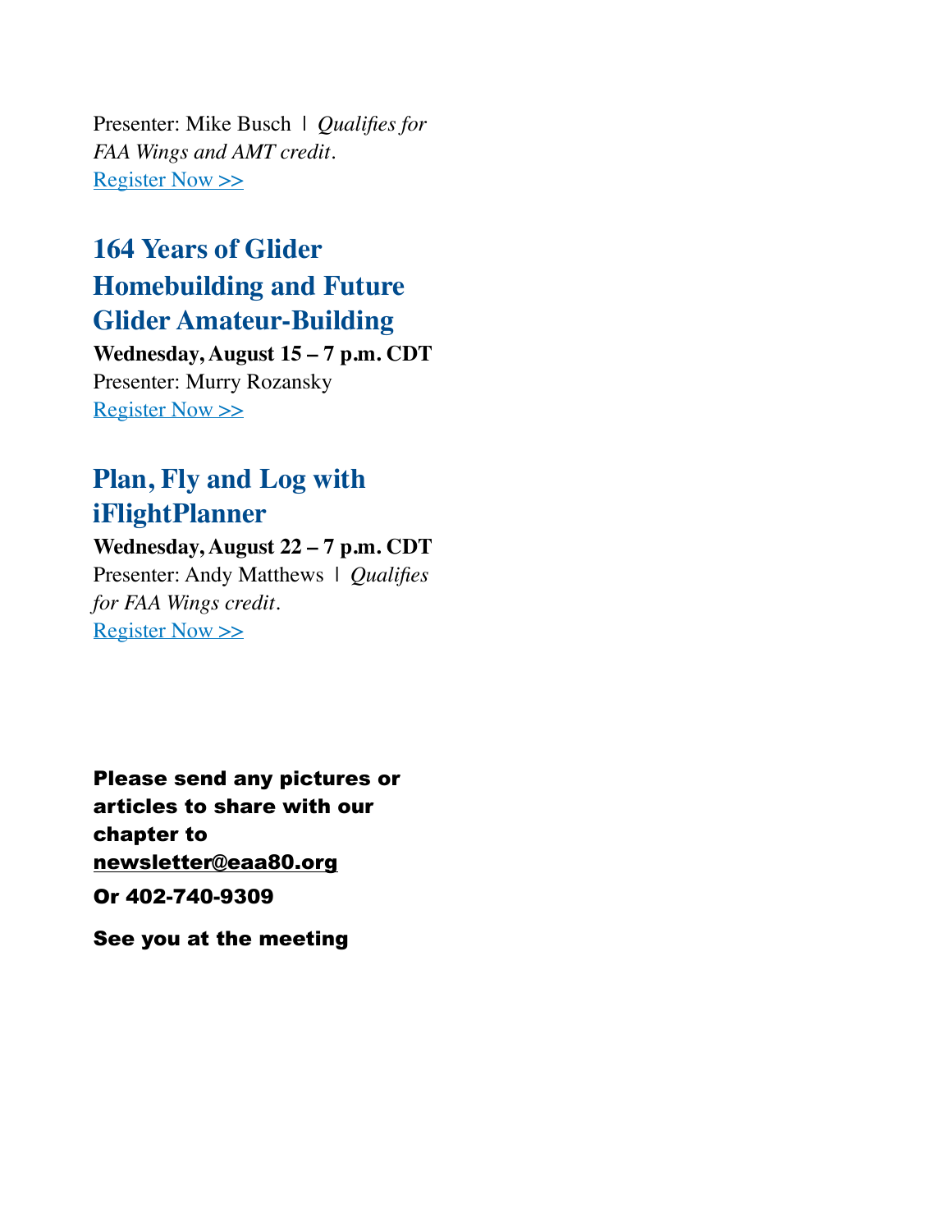Presenter: Mike Busch | *Qualifies for FAA Wings and AMT credit.*
[Register Now >>]

## 164 Years of Glider Homebuilding and Future Glider Amateur-Building

**Wednesday, August 15 – 7 p.m. CDT**
Presenter: Murry Rozansky
[Register Now >>]

## Plan, Fly and Log with iFlightPlanner

**Wednesday, August 22 – 7 p.m. CDT**
Presenter: Andy Matthews | *Qualifies for FAA Wings credit.*
[Register Now >>]

**Please send any pictures or articles to share with our chapter to newsletter@eaa80.org**

**Or 402-740-9309**

**See you at the meeting**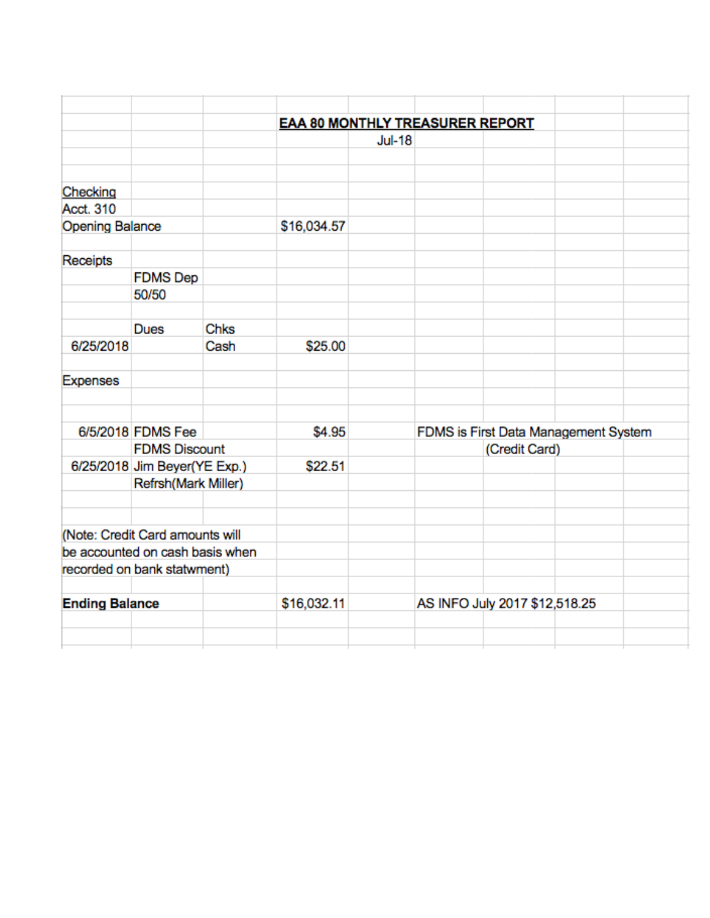## EAA 80 MONTHLY TREASURER REPORT

Jul-18

| | | | | | |
|---|---|---|---|---|---|
| Checking | | | | | |
| Acct. 310 | | | | | |
| Opening Balance | | | $16,034.57 | | |
| | | | | | |
| Receipts | | | | | |
| | FDMS Dep | | | | |
| | 50/50 | | | | |
| | | | | | |
| | Dues | Chks | | | |
| 6/25/2018 | | Cash | $25.00 | | |
| | | | | | |
| Expenses | | | | | |
| | | | | | |
| 6/5/2018 | FDMS Fee | | $4.95 | | FDMS is First Data Management System |
| | FDMS Discount | | | | (Credit Card) |
| 6/25/2018 | Jim Beyer(YE Exp.) | | $22.51 | | |
| | Refrsh(Mark Miller) | | | | |
| | | | | | |
| (Note: Credit Card amounts will be accounted on cash basis when recorded on bank statwment) | | | | | |
| | | | | | |
| **Ending Balance** | | | $16,032.11 | | AS INFO July 2017 $12,518.25 |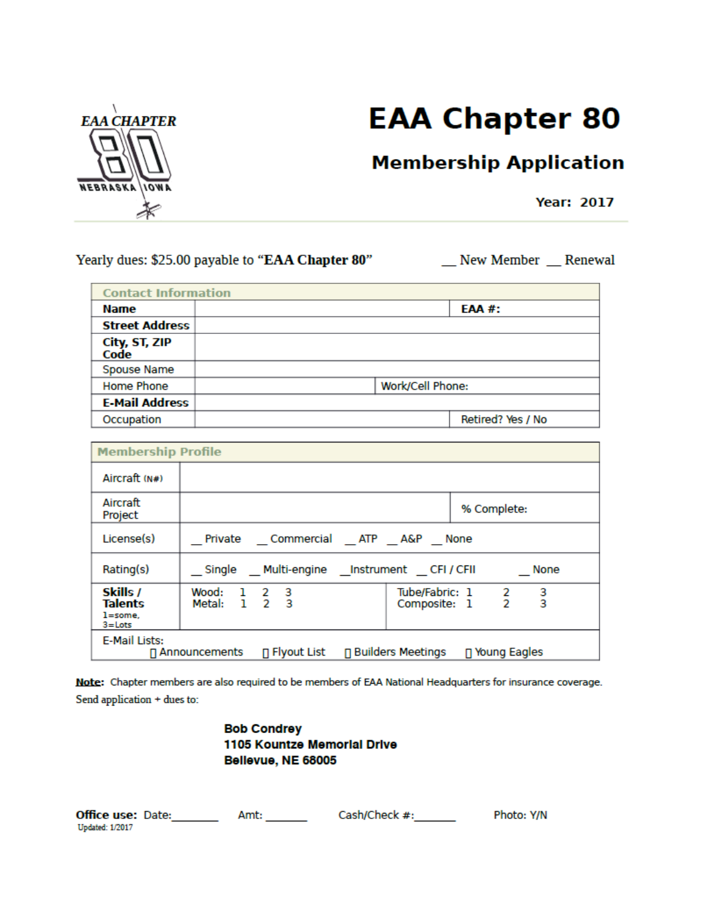EAA CHAPTER 80
NEBRASKA IOWA

# EAA Chapter 80

## Membership Application

**Year: 2017**

Yearly dues: $25.00 payable to **"EAA Chapter 80"** __ New Member __ Renewal

| Contact Information | | | |
|---|---|---|---|
| **Name** | | **EAA #:** | |
| **Street Address** | | | |
| **City, ST, ZIP Code** | | | |
| Spouse Name | | | |
| Home Phone | | Work/Cell Phone: | |
| **E-Mail Address** | | | |
| Occupation | | Retired? Yes / No | |

| Membership Profile | | |
|---|---|---|
| Aircraft (N#) | | |
| Aircraft Project | | % Complete: |
| License(s) | __ Private __ Commercial __ ATP __ A&P __ None | |
| Rating(s) | __ Single __ Multi-engine __ Instrument __ CFI / CFII __ None | |
| **Skills / Talents** 1=some, 3=Lots | Wood: 1 2 3<br>Metal: 1 2 3 | Tube/Fabric: 1 2 3<br>Composite: 1 2 3 |
| E-Mail Lists: ☐ Announcements ☐ Flyout List ☐ Builders Meetings ☐ Young Eagles | | |

**Note:** Chapter members are also required to be members of EAA National Headquarters for insurance coverage.

Send application + dues to:

**Bob Condrey**
**1105 Kountze Memorial Drive**
**Bellevue, NE 68005**

**Office use:** Date:_______ Amt: _______ Cash/Check #:_______ Photo: Y/N

Updated: 1/2017